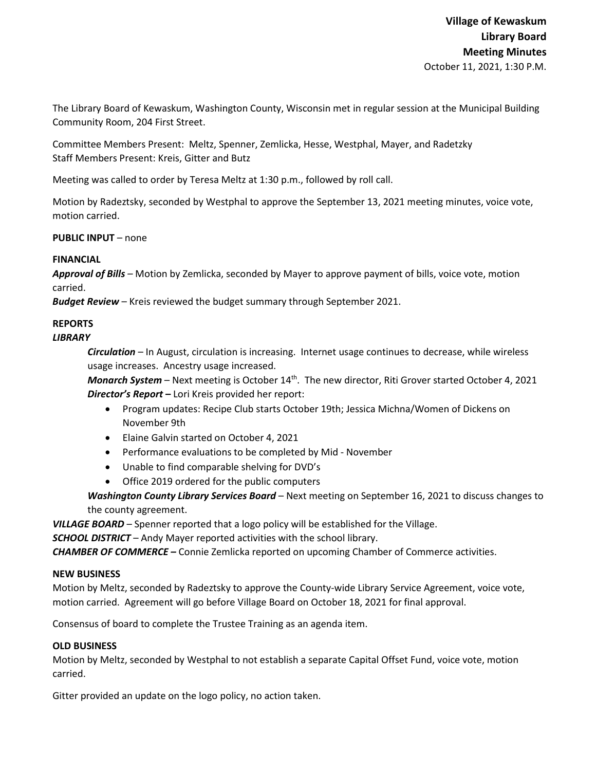**Village of Kewaskum**
**Library Board**
**Meeting Minutes**
October 11, 2021, 1:30 P.M.

The Library Board of Kewaskum, Washington County, Wisconsin met in regular session at the Municipal Building Community Room, 204 First Street.

Committee Members Present: Meltz, Spenner, Zemlicka, Hesse, Westphal, Mayer, and Radetzky
Staff Members Present: Kreis, Gitter and Butz

Meeting was called to order by Teresa Meltz at 1:30 p.m., followed by roll call.

Motion by Radeztsky, seconded by Westphal to approve the September 13, 2021 meeting minutes, voice vote, motion carried.

**PUBLIC INPUT** – none

**FINANCIAL**

***Approval of Bills*** – Motion by Zemlicka, seconded by Mayer to approve payment of bills, voice vote, motion carried.

***Budget Review*** – Kreis reviewed the budget summary through September 2021.

**REPORTS**

***LIBRARY***

***Circulation*** – In August, circulation is increasing. Internet usage continues to decrease, while wireless usage increases. Ancestry usage increased.

***Monarch System*** – Next meeting is October 14th. The new director, Riti Grover started October 4, 2021

***Director's Report –*** Lori Kreis provided her report:

- Program updates: Recipe Club starts October 19th; Jessica Michna/Women of Dickens on November 9th
- Elaine Galvin started on October 4, 2021
- Performance evaluations to be completed by Mid - November
- Unable to find comparable shelving for DVD's
- Office 2019 ordered for the public computers

***Washington County Library Services Board*** – Next meeting on September 16, 2021 to discuss changes to the county agreement.

***VILLAGE BOARD*** – Spenner reported that a logo policy will be established for the Village.

***SCHOOL DISTRICT*** – Andy Mayer reported activities with the school library.

***CHAMBER OF COMMERCE –*** Connie Zemlicka reported on upcoming Chamber of Commerce activities.

**NEW BUSINESS**

Motion by Meltz, seconded by Radeztsky to approve the County-wide Library Service Agreement, voice vote, motion carried. Agreement will go before Village Board on October 18, 2021 for final approval.

Consensus of board to complete the Trustee Training as an agenda item.

**OLD BUSINESS**

Motion by Meltz, seconded by Westphal to not establish a separate Capital Offset Fund, voice vote, motion carried.

Gitter provided an update on the logo policy, no action taken.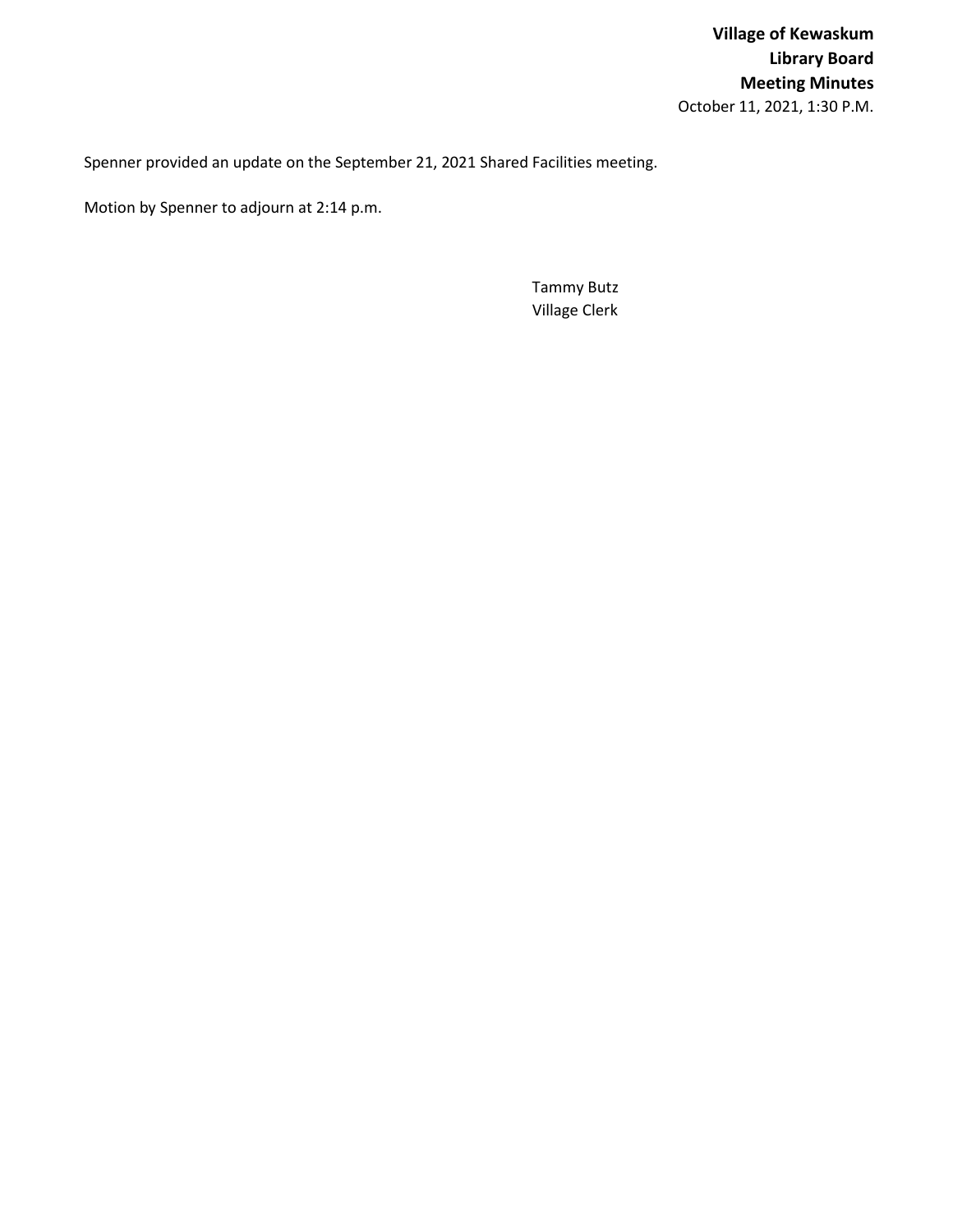Spenner provided an update on the September 21, 2021 Shared Facilities meeting.

Motion by Spenner to adjourn at 2:14 p.m.

Tammy Butz
Village Clerk